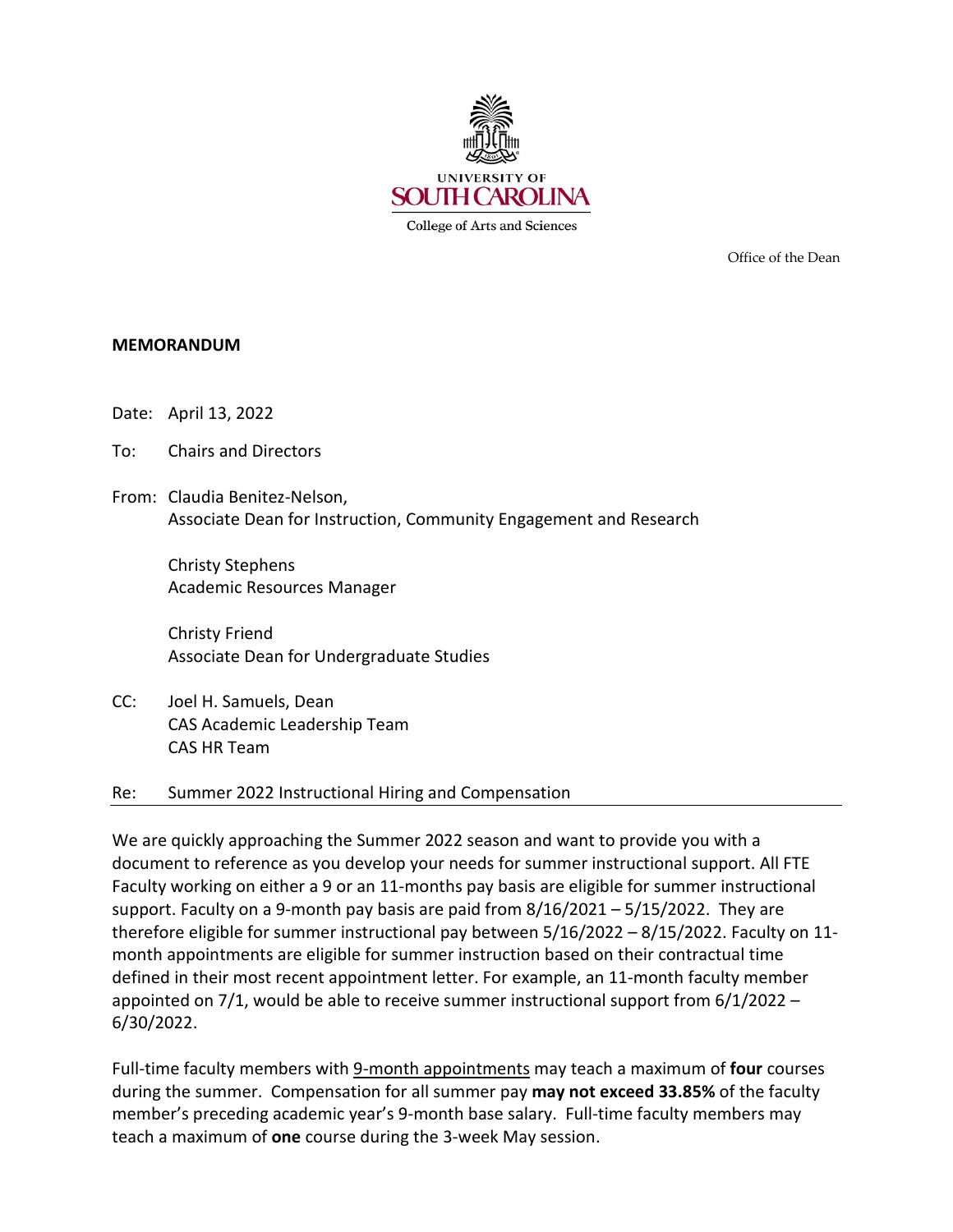UNIVERSITY OF SOUTH CAROLINA

College of Arts and Sciences

Office of the Dean

**MEMORANDUM**

Date: April 13, 2022

To: Chairs and Directors

From: Claudia Benitez-Nelson,
Associate Dean for Instruction, Community Engagement and Research

Christy Stephens
Academic Resources Manager

Christy Friend
Associate Dean for Undergraduate Studies

CC: Joel H. Samuels, Dean
CAS Academic Leadership Team
CAS HR Team

Re: Summer 2022 Instructional Hiring and Compensation

---

We are quickly approaching the Summer 2022 season and want to provide you with a document to reference as you develop your needs for summer instructional support. All FTE Faculty working on either a 9 or an 11-months pay basis are eligible for summer instructional support. Faculty on a 9-month pay basis are paid from 8/16/2021 – 5/15/2022. They are therefore eligible for summer instructional pay between 5/16/2022 – 8/15/2022. Faculty on 11-month appointments are eligible for summer instruction based on their contractual time defined in their most recent appointment letter. For example, an 11-month faculty member appointed on 7/1, would be able to receive summer instructional support from 6/1/2022 – 6/30/2022.

Full-time faculty members with <u>9-month appointments</u> may teach a maximum of **four** courses during the summer. Compensation for all summer pay **may not exceed 33.85%** of the faculty member's preceding academic year's 9-month base salary. Full-time faculty members may teach a maximum of **one** course during the 3-week May session.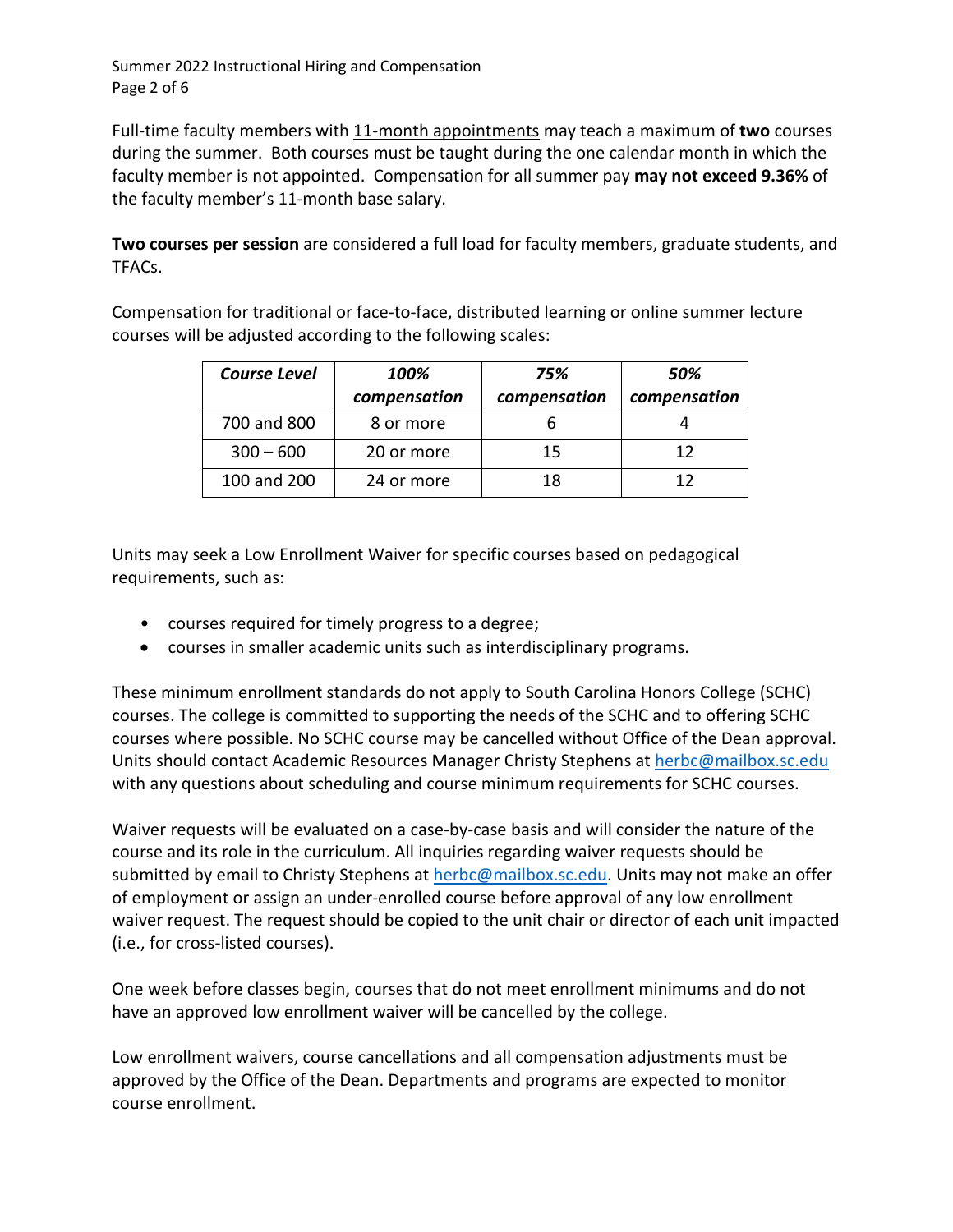Full-time faculty members with 11-month appointments may teach a maximum of **two** courses during the summer. Both courses must be taught during the one calendar month in which the faculty member is not appointed. Compensation for all summer pay **may not exceed 9.36%** of the faculty member's 11-month base salary.

**Two courses per session** are considered a full load for faculty members, graduate students, and TFACs.

Compensation for traditional or face-to-face, distributed learning or online summer lecture courses will be adjusted according to the following scales:

| *Course Level* | *100% compensation* | *75% compensation* | *50% compensation* |
|---|---|---|---|
| 700 and 800 | 8 or more | 6 | 4 |
| 300 – 600 | 20 or more | 15 | 12 |
| 100 and 200 | 24 or more | 18 | 12 |

Units may seek a Low Enrollment Waiver for specific courses based on pedagogical requirements, such as:

- courses required for timely progress to a degree;
- courses in smaller academic units such as interdisciplinary programs.

These minimum enrollment standards do not apply to South Carolina Honors College (SCHC) courses. The college is committed to supporting the needs of the SCHC and to offering SCHC courses where possible. No SCHC course may be cancelled without Office of the Dean approval. Units should contact Academic Resources Manager Christy Stephens at herbc@mailbox.sc.edu with any questions about scheduling and course minimum requirements for SCHC courses.

Waiver requests will be evaluated on a case-by-case basis and will consider the nature of the course and its role in the curriculum. All inquiries regarding waiver requests should be submitted by email to Christy Stephens at herbc@mailbox.sc.edu. Units may not make an offer of employment or assign an under-enrolled course before approval of any low enrollment waiver request. The request should be copied to the unit chair or director of each unit impacted (i.e., for cross-listed courses).

One week before classes begin, courses that do not meet enrollment minimums and do not have an approved low enrollment waiver will be cancelled by the college.

Low enrollment waivers, course cancellations and all compensation adjustments must be approved by the Office of the Dean. Departments and programs are expected to monitor course enrollment.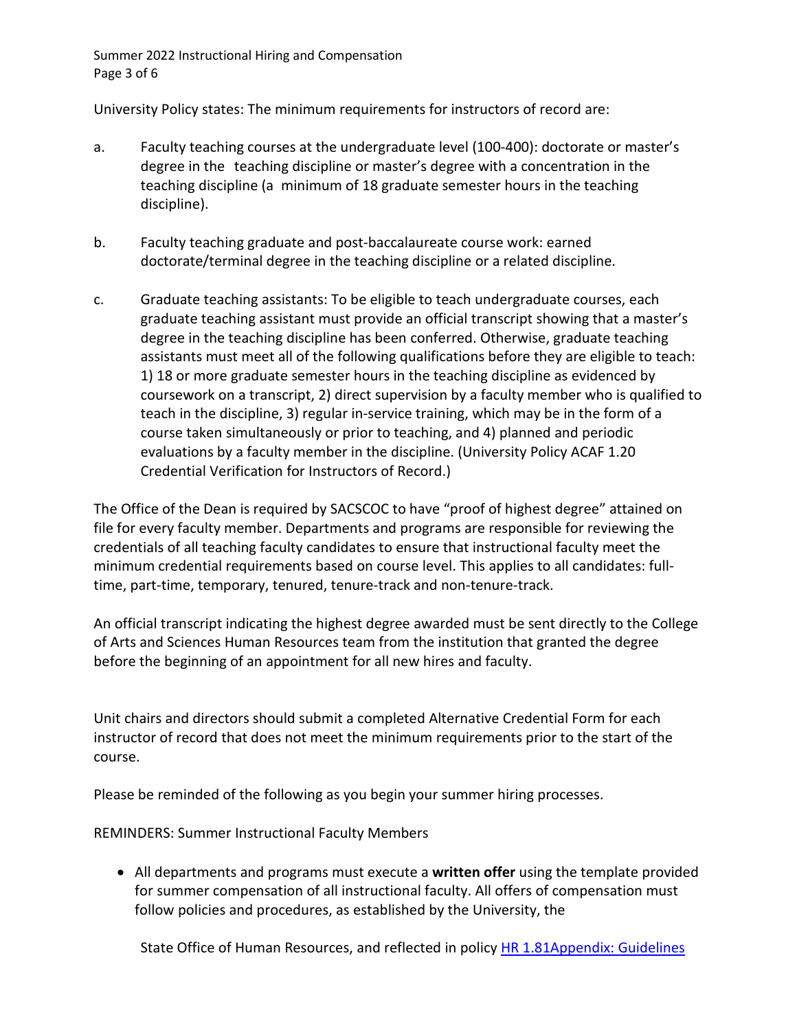University Policy states: The minimum requirements for instructors of record are:

a. Faculty teaching courses at the undergraduate level (100-400): doctorate or master's degree in the teaching discipline or master's degree with a concentration in the teaching discipline (a minimum of 18 graduate semester hours in the teaching discipline).

b. Faculty teaching graduate and post-baccalaureate course work: earned doctorate/terminal degree in the teaching discipline or a related discipline.

c. Graduate teaching assistants: To be eligible to teach undergraduate courses, each graduate teaching assistant must provide an official transcript showing that a master's degree in the teaching discipline has been conferred. Otherwise, graduate teaching assistants must meet all of the following qualifications before they are eligible to teach: 1) 18 or more graduate semester hours in the teaching discipline as evidenced by coursework on a transcript, 2) direct supervision by a faculty member who is qualified to teach in the discipline, 3) regular in-service training, which may be in the form of a course taken simultaneously or prior to teaching, and 4) planned and periodic evaluations by a faculty member in the discipline. (University Policy ACAF 1.20 Credential Verification for Instructors of Record.)

The Office of the Dean is required by SACSCOC to have "proof of highest degree" attained on file for every faculty member. Departments and programs are responsible for reviewing the credentials of all teaching faculty candidates to ensure that instructional faculty meet the minimum credential requirements based on course level. This applies to all candidates: full-time, part-time, temporary, tenured, tenure-track and non-tenure-track.

An official transcript indicating the highest degree awarded must be sent directly to the College of Arts and Sciences Human Resources team from the institution that granted the degree before the beginning of an appointment for all new hires and faculty.

Unit chairs and directors should submit a completed Alternative Credential Form for each instructor of record that does not meet the minimum requirements prior to the start of the course.

Please be reminded of the following as you begin your summer hiring processes.

REMINDERS: Summer Instructional Faculty Members

- All departments and programs must execute a **written offer** using the template provided for summer compensation of all instructional faculty. All offers of compensation must follow policies and procedures, as established by the University, the State Office of Human Resources, and reflected in policy HR 1.81Appendix: Guidelines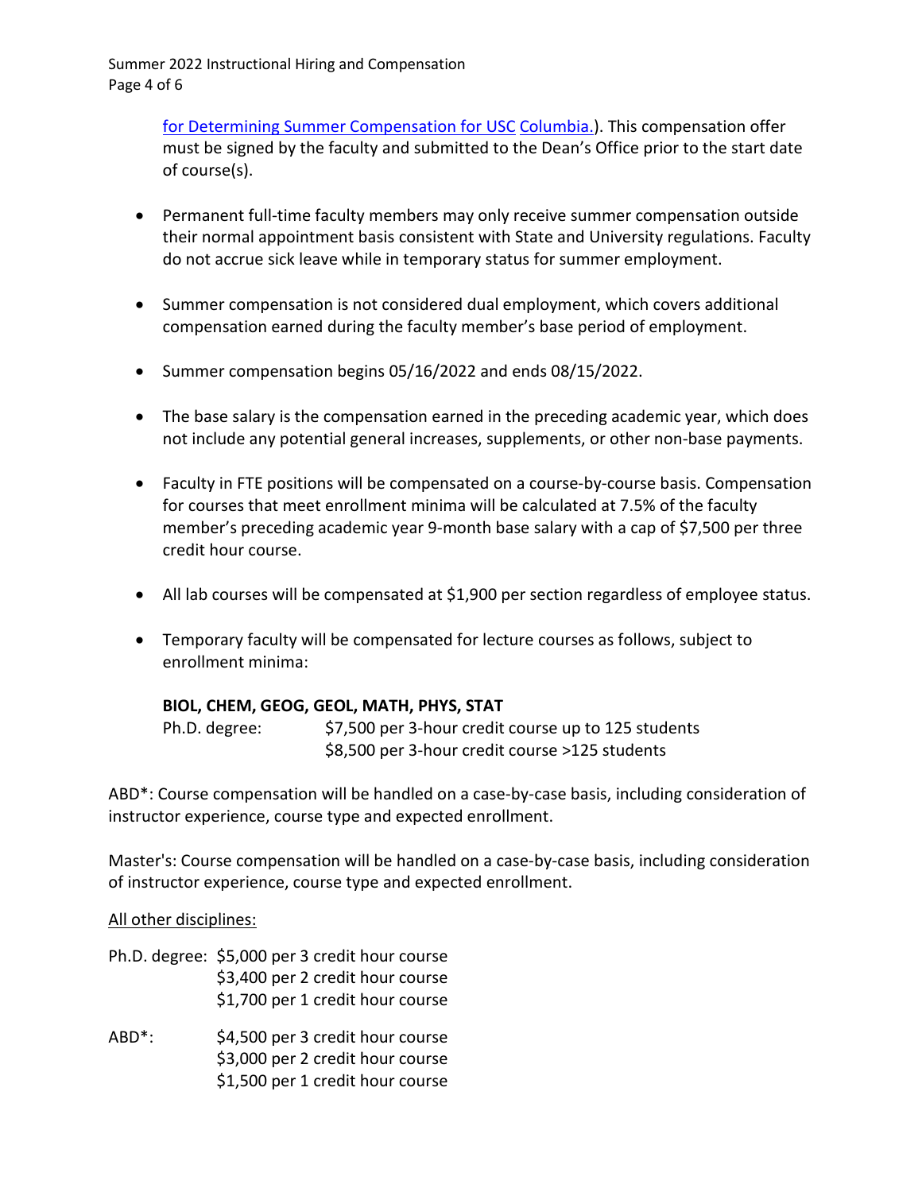for Determining Summer Compensation for USC Columbia.). This compensation offer must be signed by the faculty and submitted to the Dean's Office prior to the start date of course(s).

- Permanent full-time faculty members may only receive summer compensation outside their normal appointment basis consistent with State and University regulations. Faculty do not accrue sick leave while in temporary status for summer employment.

- Summer compensation is not considered dual employment, which covers additional compensation earned during the faculty member's base period of employment.

- Summer compensation begins 05/16/2022 and ends 08/15/2022.

- The base salary is the compensation earned in the preceding academic year, which does not include any potential general increases, supplements, or other non-base payments.

- Faculty in FTE positions will be compensated on a course-by-course basis. Compensation for courses that meet enrollment minima will be calculated at 7.5% of the faculty member's preceding academic year 9-month base salary with a cap of $7,500 per three credit hour course.

- All lab courses will be compensated at $1,900 per section regardless of employee status.

- Temporary faculty will be compensated for lecture courses as follows, subject to enrollment minima:

  **BIOL, CHEM, GEOG, GEOL, MATH, PHYS, STAT**

  Ph.D. degree: $7,500 per 3-hour credit course up to 125 students
  $8,500 per 3-hour credit course >125 students

ABD*: Course compensation will be handled on a case-by-case basis, including consideration of instructor experience, course type and expected enrollment.

Master's: Course compensation will be handled on a case-by-case basis, including consideration of instructor experience, course type and expected enrollment.

All other disciplines:

Ph.D. degree: $5,000 per 3 credit hour course
$3,400 per 2 credit hour course
$1,700 per 1 credit hour course

ABD*: $4,500 per 3 credit hour course
$3,000 per 2 credit hour course
$1,500 per 1 credit hour course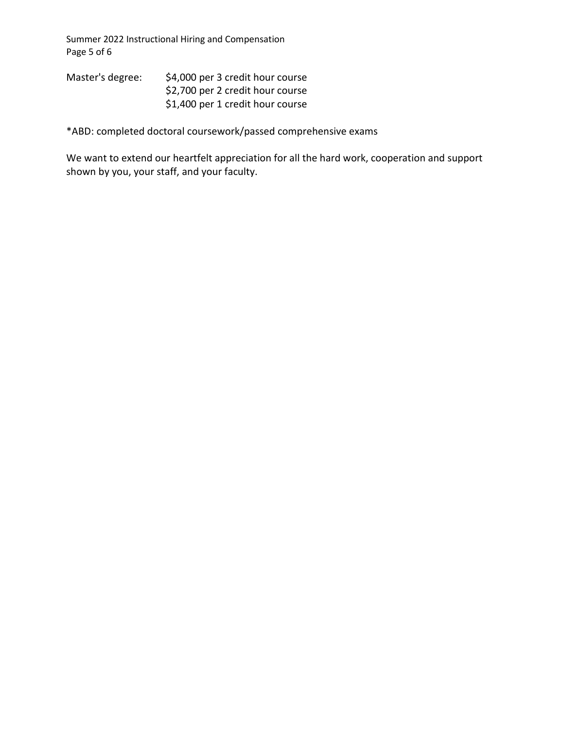| Master's degree: | $4,000 per 3 credit hour course |
| --- | --- |
| | $2,700 per 2 credit hour course |
| | $1,400 per 1 credit hour course |

*ABD: completed doctoral coursework/passed comprehensive exams

We want to extend our heartfelt appreciation for all the hard work, cooperation and support shown by you, your staff, and your faculty.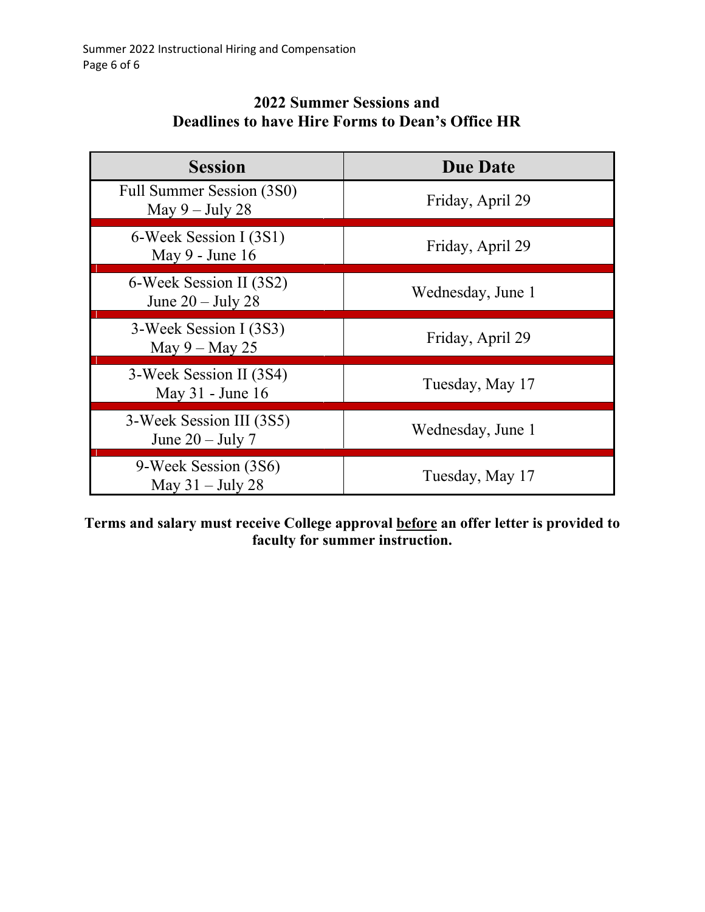## 2022 Summer Sessions and Deadlines to have Hire Forms to Dean's Office HR

| Session | Due Date |
| --- | --- |
| Full Summer Session (3S0) May 9 – July 28 | Friday, April 29 |
| 6-Week Session I (3S1) May 9 - June 16 | Friday, April 29 |
| 6-Week Session II (3S2) June 20 – July 28 | Wednesday, June 1 |
| 3-Week Session I (3S3) May 9 – May 25 | Friday, April 29 |
| 3-Week Session II (3S4) May 31 - June 16 | Tuesday, May 17 |
| 3-Week Session III (3S5) June 20 – July 7 | Wednesday, June 1 |
| 9-Week Session (3S6) May 31 – July 28 | Tuesday, May 17 |

**Terms and salary must receive College approval before an offer letter is provided to faculty for summer instruction.**